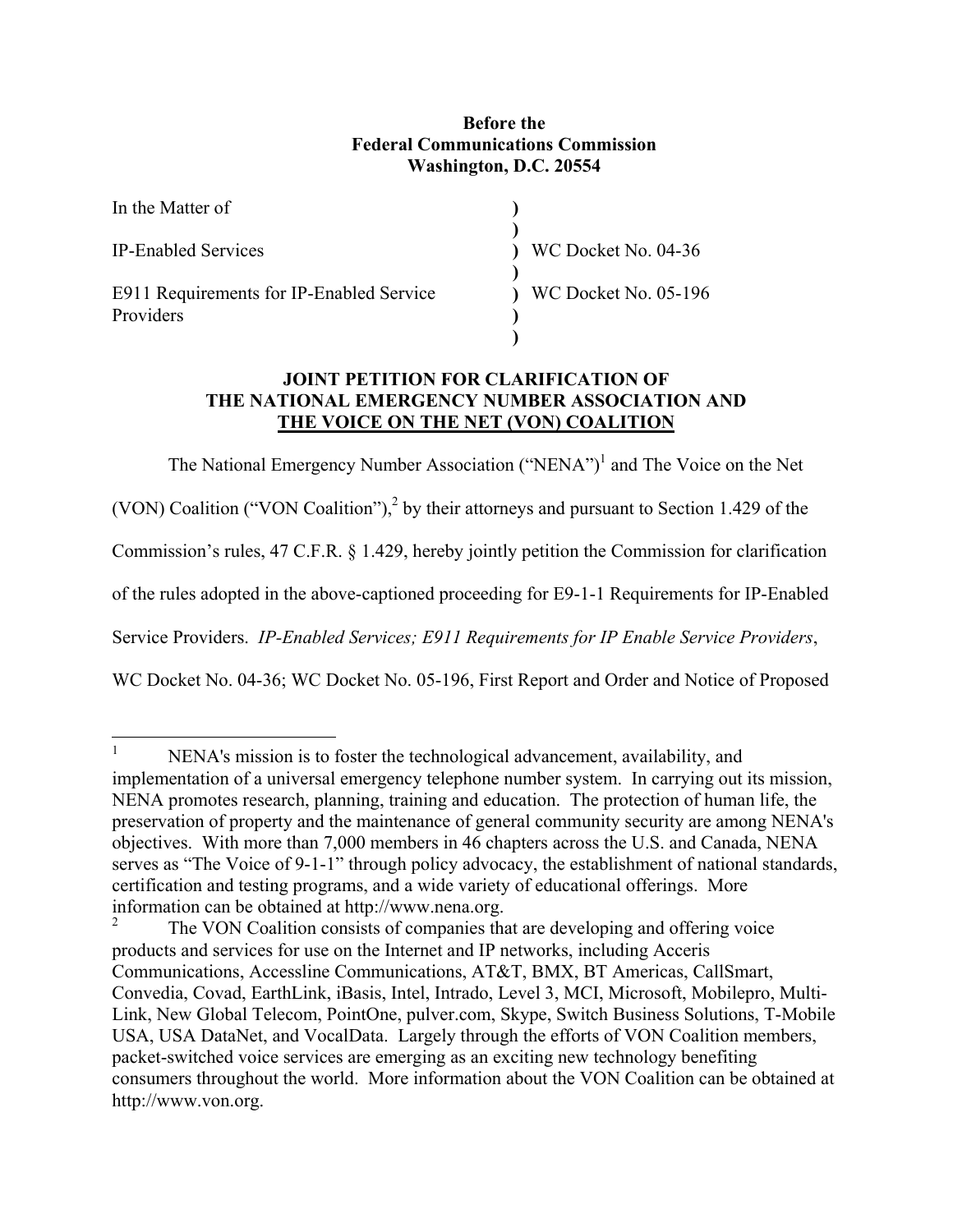**Before the**
**Federal Communications Commission**
**Washington, D.C. 20554**

| | | |
|---|---|---|
| In the Matter of | ) | |
| | ) | |
| IP-Enabled Services | ) | WC Docket No. 04-36 |
| | ) | |
| E911 Requirements for IP-Enabled Service Providers | ) | WC Docket No. 05-196 |
| | ) | |

**JOINT PETITION FOR CLARIFICATION OF**
**THE NATIONAL EMERGENCY NUMBER ASSOCIATION AND**
**THE VOICE ON THE NET (VON) COALITION**

The National Emergency Number Association ("NENA")[1] and The Voice on the Net (VON) Coalition ("VON Coalition"),[2] by their attorneys and pursuant to Section 1.429 of the Commission's rules, 47 C.F.R. § 1.429, hereby jointly petition the Commission for clarification of the rules adopted in the above-captioned proceeding for E9-1-1 Requirements for IP-Enabled Service Providers. *IP-Enabled Services; E911 Requirements for IP Enable Service Providers*, WC Docket No. 04-36; WC Docket No. 05-196, First Report and Order and Notice of Proposed

---

[1] NENA's mission is to foster the technological advancement, availability, and implementation of a universal emergency telephone number system. In carrying out its mission, NENA promotes research, planning, training and education. The protection of human life, the preservation of property and the maintenance of general community security are among NENA's objectives. With more than 7,000 members in 46 chapters across the U.S. and Canada, NENA serves as "The Voice of 9-1-1" through policy advocacy, the establishment of national standards, certification and testing programs, and a wide variety of educational offerings. More information can be obtained at http://www.nena.org.

[2] The VON Coalition consists of companies that are developing and offering voice products and services for use on the Internet and IP networks, including Acceris Communications, Accessline Communications, AT&T, BMX, BT Americas, CallSmart, Convedia, Covad, EarthLink, iBasis, Intel, Intrado, Level 3, MCI, Microsoft, Mobilepro, Multi-Link, New Global Telecom, PointOne, pulver.com, Skype, Switch Business Solutions, T-Mobile USA, USA DataNet, and VocalData. Largely through the efforts of VON Coalition members, packet-switched voice services are emerging as an exciting new technology benefiting consumers throughout the world. More information about the VON Coalition can be obtained at http://www.von.org.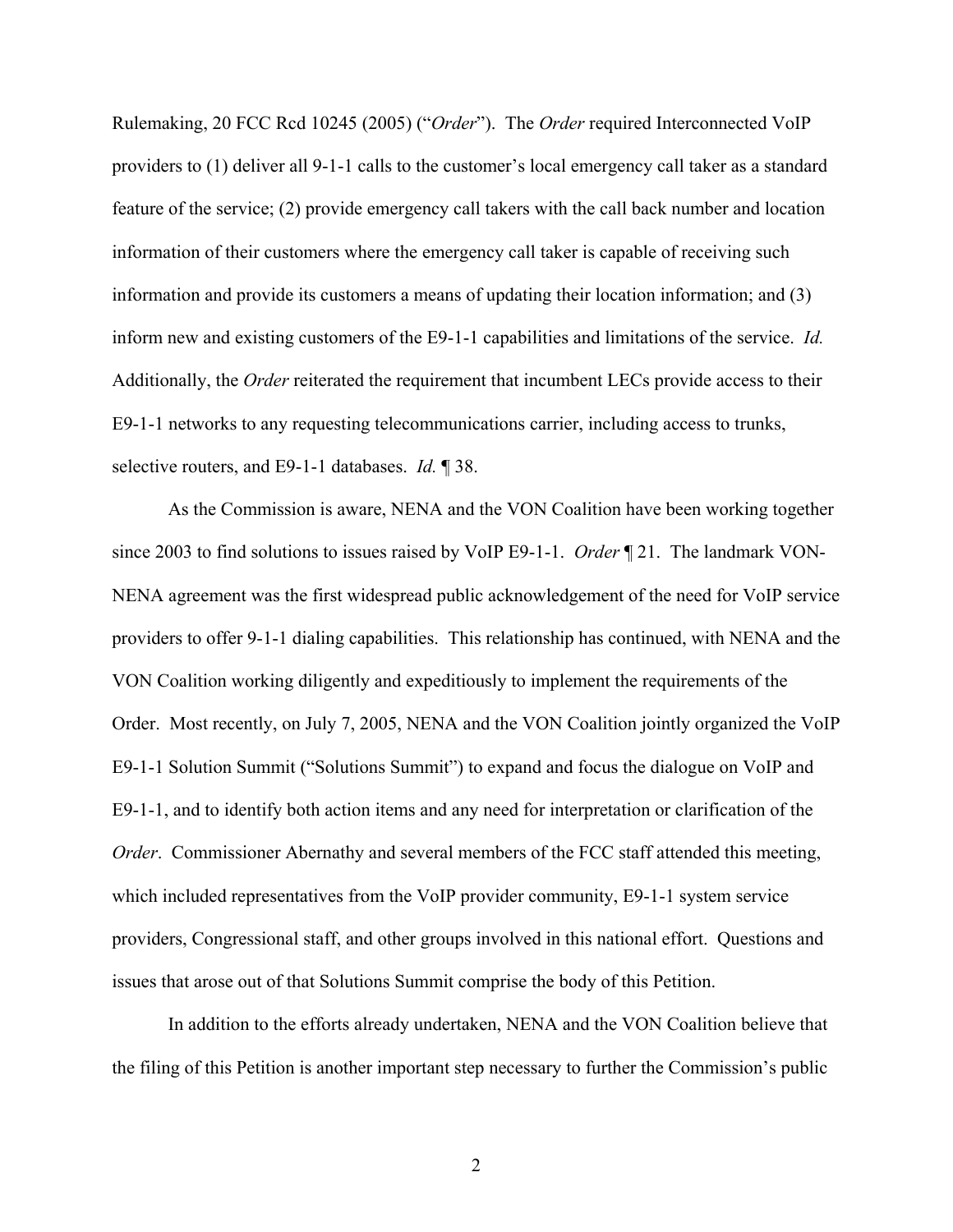Rulemaking, 20 FCC Rcd 10245 (2005) ("*Order*"). The *Order* required Interconnected VoIP providers to (1) deliver all 9-1-1 calls to the customer's local emergency call taker as a standard feature of the service; (2) provide emergency call takers with the call back number and location information of their customers where the emergency call taker is capable of receiving such information and provide its customers a means of updating their location information; and (3) inform new and existing customers of the E9-1-1 capabilities and limitations of the service. *Id.* Additionally, the *Order* reiterated the requirement that incumbent LECs provide access to their E9-1-1 networks to any requesting telecommunications carrier, including access to trunks, selective routers, and E9-1-1 databases. *Id.* ¶ 38.

As the Commission is aware, NENA and the VON Coalition have been working together since 2003 to find solutions to issues raised by VoIP E9-1-1. *Order* ¶ 21. The landmark VON-NENA agreement was the first widespread public acknowledgement of the need for VoIP service providers to offer 9-1-1 dialing capabilities. This relationship has continued, with NENA and the VON Coalition working diligently and expeditiously to implement the requirements of the Order. Most recently, on July 7, 2005, NENA and the VON Coalition jointly organized the VoIP E9-1-1 Solution Summit ("Solutions Summit") to expand and focus the dialogue on VoIP and E9-1-1, and to identify both action items and any need for interpretation or clarification of the *Order*. Commissioner Abernathy and several members of the FCC staff attended this meeting, which included representatives from the VoIP provider community, E9-1-1 system service providers, Congressional staff, and other groups involved in this national effort. Questions and issues that arose out of that Solutions Summit comprise the body of this Petition.

In addition to the efforts already undertaken, NENA and the VON Coalition believe that the filing of this Petition is another important step necessary to further the Commission's public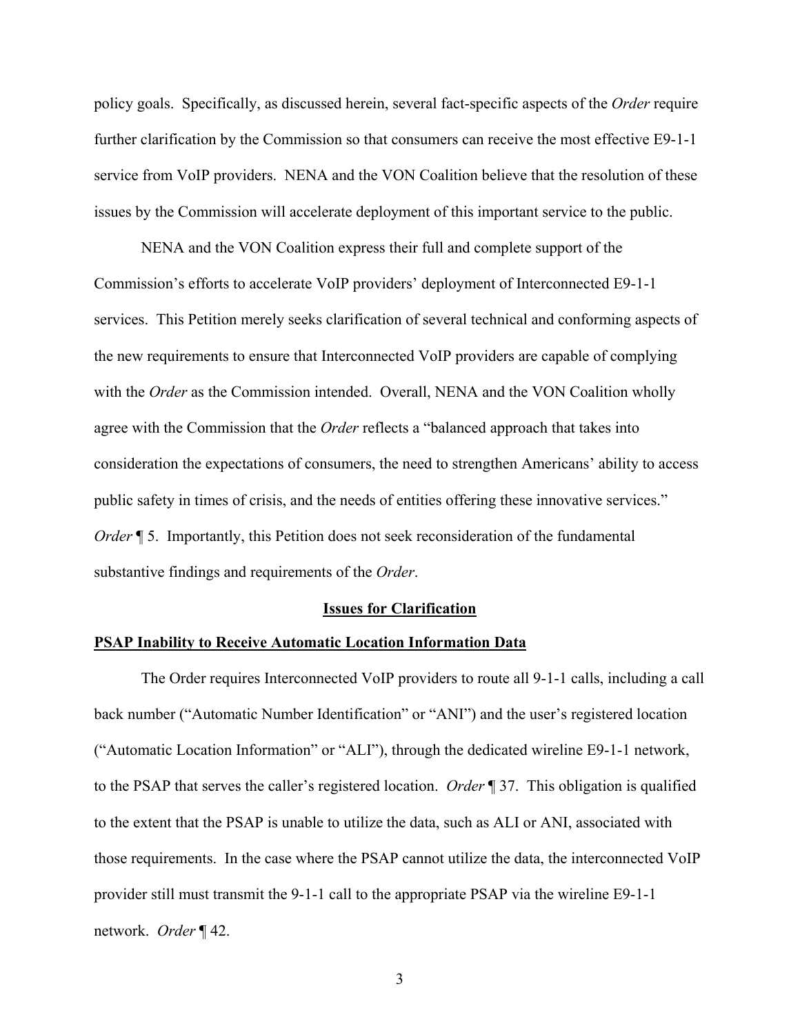policy goals. Specifically, as discussed herein, several fact-specific aspects of the *Order* require further clarification by the Commission so that consumers can receive the most effective E9-1-1 service from VoIP providers. NENA and the VON Coalition believe that the resolution of these issues by the Commission will accelerate deployment of this important service to the public.

NENA and the VON Coalition express their full and complete support of the Commission's efforts to accelerate VoIP providers' deployment of Interconnected E9-1-1 services. This Petition merely seeks clarification of several technical and conforming aspects of the new requirements to ensure that Interconnected VoIP providers are capable of complying with the *Order* as the Commission intended. Overall, NENA and the VON Coalition wholly agree with the Commission that the *Order* reflects a "balanced approach that takes into consideration the expectations of consumers, the need to strengthen Americans' ability to access public safety in times of crisis, and the needs of entities offering these innovative services." *Order* ¶ 5. Importantly, this Petition does not seek reconsideration of the fundamental substantive findings and requirements of the *Order*.

## **Issues for Clarification**

### **PSAP Inability to Receive Automatic Location Information Data**

The Order requires Interconnected VoIP providers to route all 9-1-1 calls, including a call back number ("Automatic Number Identification" or "ANI") and the user's registered location ("Automatic Location Information" or "ALI"), through the dedicated wireline E9-1-1 network, to the PSAP that serves the caller's registered location. *Order* ¶ 37. This obligation is qualified to the extent that the PSAP is unable to utilize the data, such as ALI or ANI, associated with those requirements. In the case where the PSAP cannot utilize the data, the interconnected VoIP provider still must transmit the 9-1-1 call to the appropriate PSAP via the wireline E9-1-1 network. *Order* ¶ 42.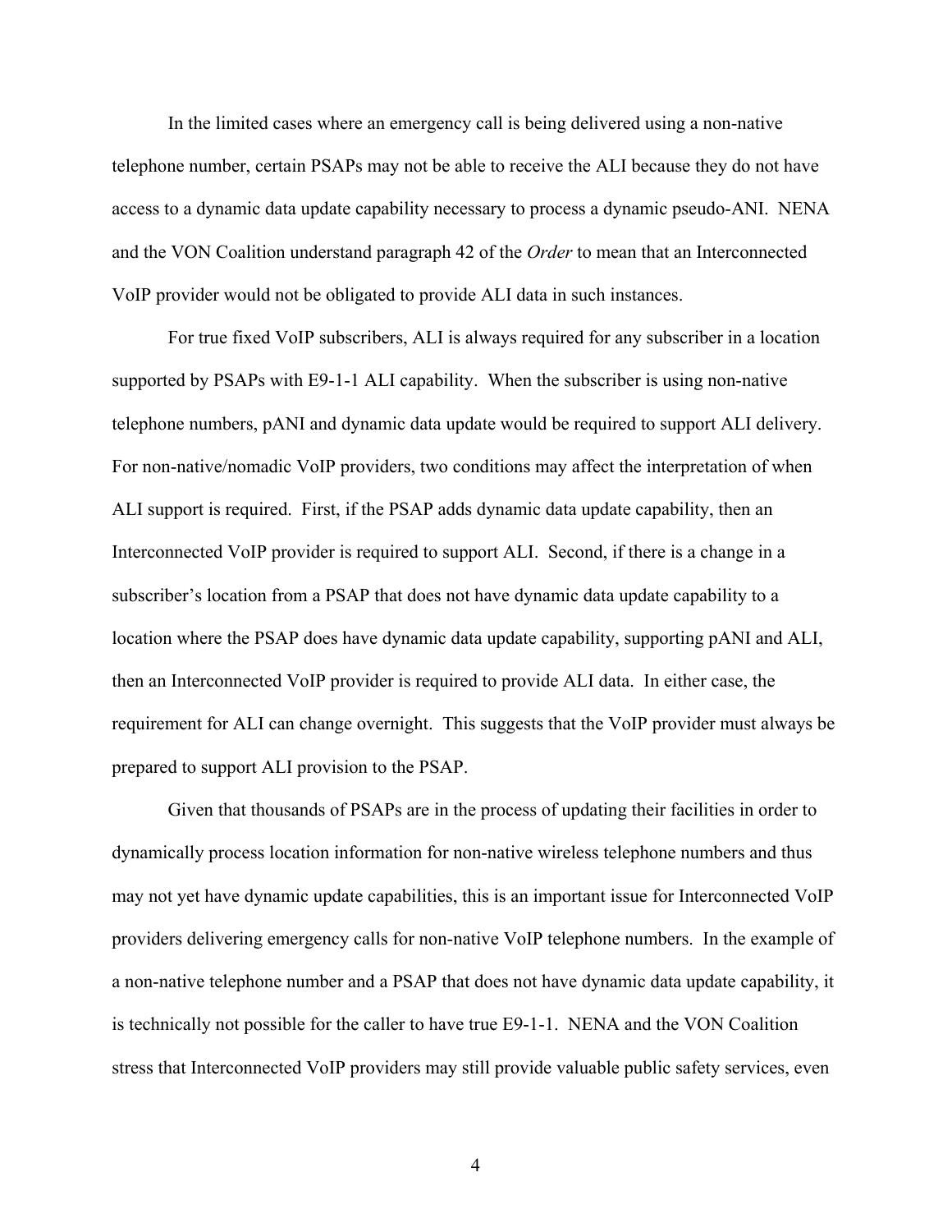In the limited cases where an emergency call is being delivered using a non-native telephone number, certain PSAPs may not be able to receive the ALI because they do not have access to a dynamic data update capability necessary to process a dynamic pseudo-ANI. NENA and the VON Coalition understand paragraph 42 of the *Order* to mean that an Interconnected VoIP provider would not be obligated to provide ALI data in such instances.

For true fixed VoIP subscribers, ALI is always required for any subscriber in a location supported by PSAPs with E9-1-1 ALI capability. When the subscriber is using non-native telephone numbers, pANI and dynamic data update would be required to support ALI delivery. For non-native/nomadic VoIP providers, two conditions may affect the interpretation of when ALI support is required. First, if the PSAP adds dynamic data update capability, then an Interconnected VoIP provider is required to support ALI. Second, if there is a change in a subscriber's location from a PSAP that does not have dynamic data update capability to a location where the PSAP does have dynamic data update capability, supporting pANI and ALI, then an Interconnected VoIP provider is required to provide ALI data. In either case, the requirement for ALI can change overnight. This suggests that the VoIP provider must always be prepared to support ALI provision to the PSAP.

Given that thousands of PSAPs are in the process of updating their facilities in order to dynamically process location information for non-native wireless telephone numbers and thus may not yet have dynamic update capabilities, this is an important issue for Interconnected VoIP providers delivering emergency calls for non-native VoIP telephone numbers. In the example of a non-native telephone number and a PSAP that does not have dynamic data update capability, it is technically not possible for the caller to have true E9-1-1. NENA and the VON Coalition stress that Interconnected VoIP providers may still provide valuable public safety services, even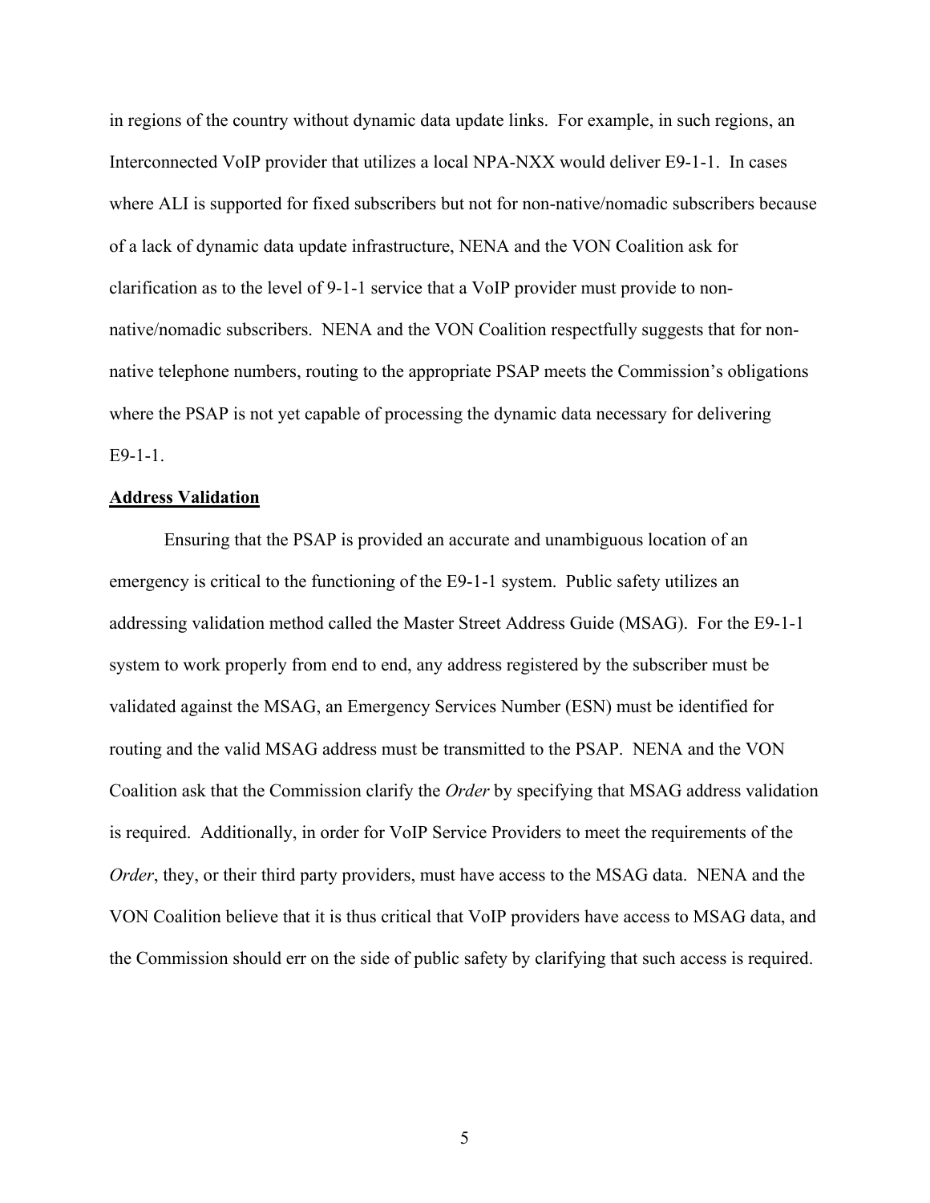in regions of the country without dynamic data update links. For example, in such regions, an Interconnected VoIP provider that utilizes a local NPA-NXX would deliver E9-1-1. In cases where ALI is supported for fixed subscribers but not for non-native/nomadic subscribers because of a lack of dynamic data update infrastructure, NENA and the VON Coalition ask for clarification as to the level of 9-1-1 service that a VoIP provider must provide to non-native/nomadic subscribers. NENA and the VON Coalition respectfully suggests that for non-native telephone numbers, routing to the appropriate PSAP meets the Commission's obligations where the PSAP is not yet capable of processing the dynamic data necessary for delivering E9-1-1.

**Address Validation**

Ensuring that the PSAP is provided an accurate and unambiguous location of an emergency is critical to the functioning of the E9-1-1 system. Public safety utilizes an addressing validation method called the Master Street Address Guide (MSAG). For the E9-1-1 system to work properly from end to end, any address registered by the subscriber must be validated against the MSAG, an Emergency Services Number (ESN) must be identified for routing and the valid MSAG address must be transmitted to the PSAP. NENA and the VON Coalition ask that the Commission clarify the *Order* by specifying that MSAG address validation is required. Additionally, in order for VoIP Service Providers to meet the requirements of the *Order*, they, or their third party providers, must have access to the MSAG data. NENA and the VON Coalition believe that it is thus critical that VoIP providers have access to MSAG data, and the Commission should err on the side of public safety by clarifying that such access is required.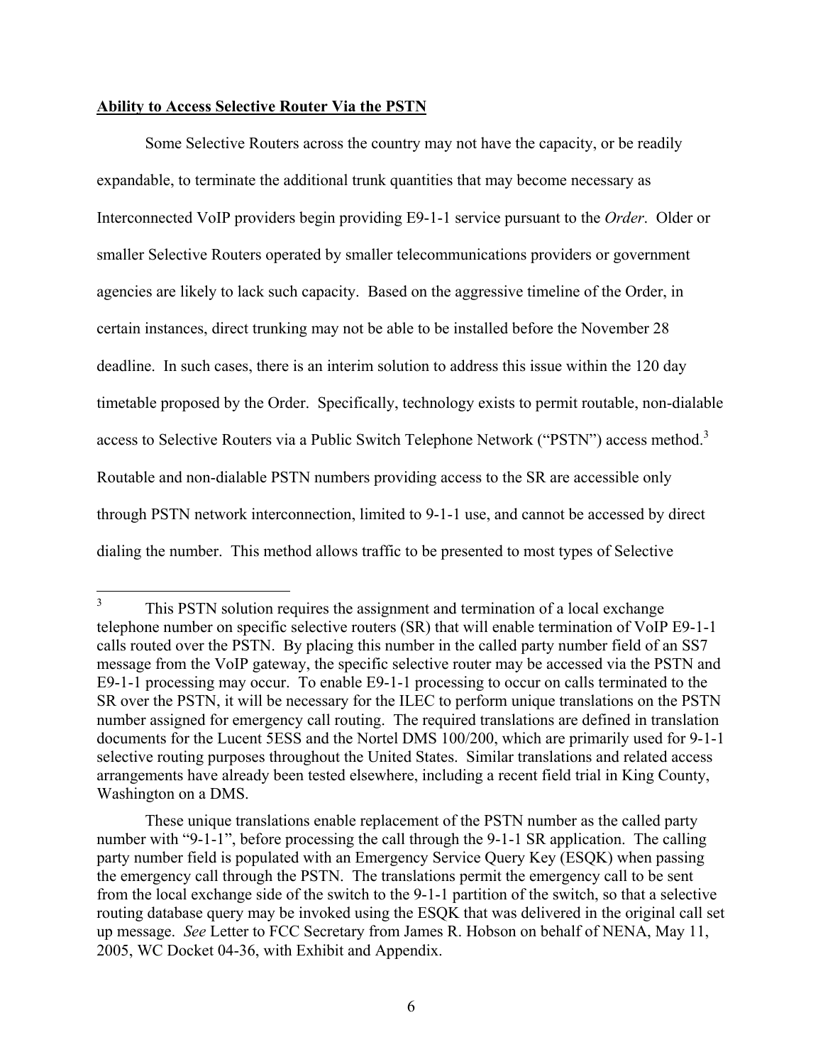**Ability to Access Selective Router Via the PSTN**

Some Selective Routers across the country may not have the capacity, or be readily expandable, to terminate the additional trunk quantities that may become necessary as Interconnected VoIP providers begin providing E9-1-1 service pursuant to the *Order*. Older or smaller Selective Routers operated by smaller telecommunications providers or government agencies are likely to lack such capacity. Based on the aggressive timeline of the Order, in certain instances, direct trunking may not be able to be installed before the November 28 deadline. In such cases, there is an interim solution to address this issue within the 120 day timetable proposed by the Order. Specifically, technology exists to permit routable, non-dialable access to Selective Routers via a Public Switch Telephone Network ("PSTN") access method.[3] Routable and non-dialable PSTN numbers providing access to the SR are accessible only through PSTN network interconnection, limited to 9-1-1 use, and cannot be accessed by direct dialing the number. This method allows traffic to be presented to most types of Selective

---

[3] This PSTN solution requires the assignment and termination of a local exchange telephone number on specific selective routers (SR) that will enable termination of VoIP E9-1-1 calls routed over the PSTN. By placing this number in the called party number field of an SS7 message from the VoIP gateway, the specific selective router may be accessed via the PSTN and E9-1-1 processing may occur. To enable E9-1-1 processing to occur on calls terminated to the SR over the PSTN, it will be necessary for the ILEC to perform unique translations on the PSTN number assigned for emergency call routing. The required translations are defined in translation documents for the Lucent 5ESS and the Nortel DMS 100/200, which are primarily used for 9-1-1 selective routing purposes throughout the United States. Similar translations and related access arrangements have already been tested elsewhere, including a recent field trial in King County, Washington on a DMS.

These unique translations enable replacement of the PSTN number as the called party number with "9-1-1", before processing the call through the 9-1-1 SR application. The calling party number field is populated with an Emergency Service Query Key (ESQK) when passing the emergency call through the PSTN. The translations permit the emergency call to be sent from the local exchange side of the switch to the 9-1-1 partition of the switch, so that a selective routing database query may be invoked using the ESQK that was delivered in the original call set up message. *See* Letter to FCC Secretary from James R. Hobson on behalf of NENA, May 11, 2005, WC Docket 04-36, with Exhibit and Appendix.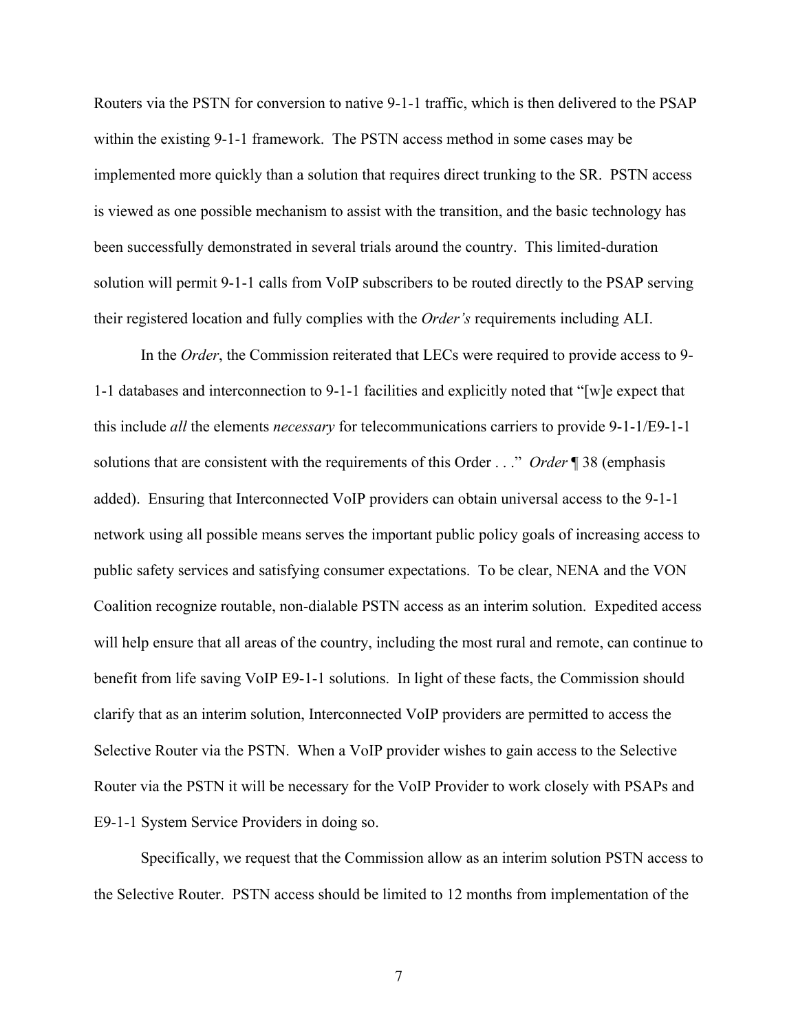Routers via the PSTN for conversion to native 9-1-1 traffic, which is then delivered to the PSAP within the existing 9-1-1 framework. The PSTN access method in some cases may be implemented more quickly than a solution that requires direct trunking to the SR. PSTN access is viewed as one possible mechanism to assist with the transition, and the basic technology has been successfully demonstrated in several trials around the country. This limited-duration solution will permit 9-1-1 calls from VoIP subscribers to be routed directly to the PSAP serving their registered location and fully complies with the *Order's* requirements including ALI.

In the *Order*, the Commission reiterated that LECs were required to provide access to 9-1-1 databases and interconnection to 9-1-1 facilities and explicitly noted that "[w]e expect that this include *all* the elements *necessary* for telecommunications carriers to provide 9-1-1/E9-1-1 solutions that are consistent with the requirements of this Order . . ." *Order* ¶ 38 (emphasis added). Ensuring that Interconnected VoIP providers can obtain universal access to the 9-1-1 network using all possible means serves the important public policy goals of increasing access to public safety services and satisfying consumer expectations. To be clear, NENA and the VON Coalition recognize routable, non-dialable PSTN access as an interim solution. Expedited access will help ensure that all areas of the country, including the most rural and remote, can continue to benefit from life saving VoIP E9-1-1 solutions. In light of these facts, the Commission should clarify that as an interim solution, Interconnected VoIP providers are permitted to access the Selective Router via the PSTN. When a VoIP provider wishes to gain access to the Selective Router via the PSTN it will be necessary for the VoIP Provider to work closely with PSAPs and E9-1-1 System Service Providers in doing so.

Specifically, we request that the Commission allow as an interim solution PSTN access to the Selective Router. PSTN access should be limited to 12 months from implementation of the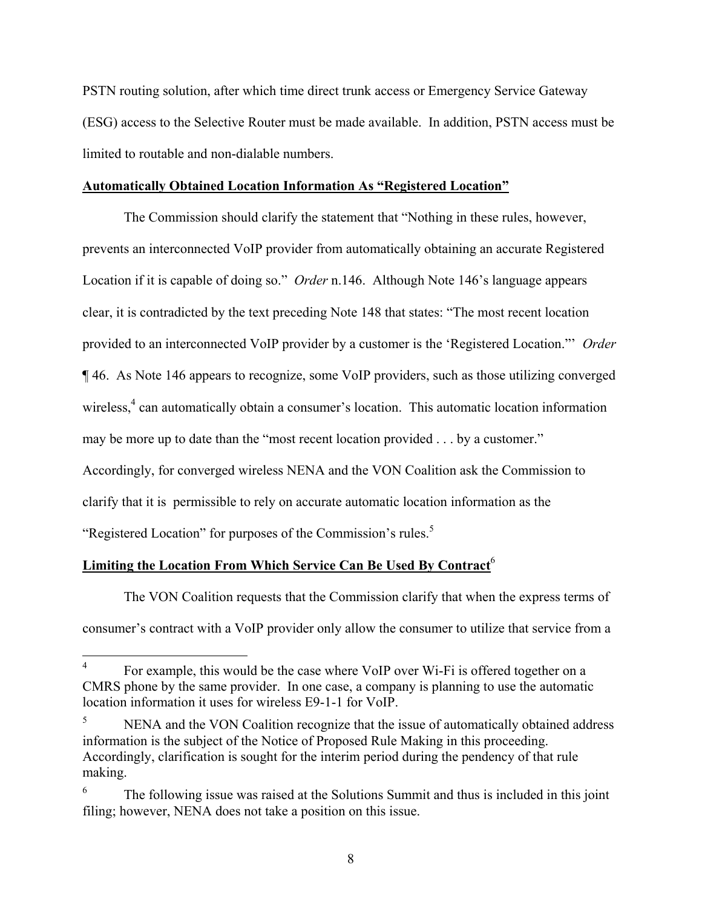PSTN routing solution, after which time direct trunk access or Emergency Service Gateway (ESG) access to the Selective Router must be made available. In addition, PSTN access must be limited to routable and non-dialable numbers.

**Automatically Obtained Location Information As "Registered Location"**

The Commission should clarify the statement that "Nothing in these rules, however, prevents an interconnected VoIP provider from automatically obtaining an accurate Registered Location if it is capable of doing so." *Order* n.146. Although Note 146's language appears clear, it is contradicted by the text preceding Note 148 that states: "The most recent location provided to an interconnected VoIP provider by a customer is the 'Registered Location.'" *Order* ¶ 46. As Note 146 appears to recognize, some VoIP providers, such as those utilizing converged wireless,[4] can automatically obtain a consumer's location. This automatic location information may be more up to date than the "most recent location provided . . . by a customer." Accordingly, for converged wireless NENA and the VON Coalition ask the Commission to clarify that it is permissible to rely on accurate automatic location information as the "Registered Location" for purposes of the Commission's rules.[5]

**Limiting the Location From Which Service Can Be Used By Contract**[6]

The VON Coalition requests that the Commission clarify that when the express terms of consumer's contract with a VoIP provider only allow the consumer to utilize that service from a

---

[4] For example, this would be the case where VoIP over Wi-Fi is offered together on a CMRS phone by the same provider. In one case, a company is planning to use the automatic location information it uses for wireless E9-1-1 for VoIP.

[5] NENA and the VON Coalition recognize that the issue of automatically obtained address information is the subject of the Notice of Proposed Rule Making in this proceeding. Accordingly, clarification is sought for the interim period during the pendency of that rule making.

[6] The following issue was raised at the Solutions Summit and thus is included in this joint filing; however, NENA does not take a position on this issue.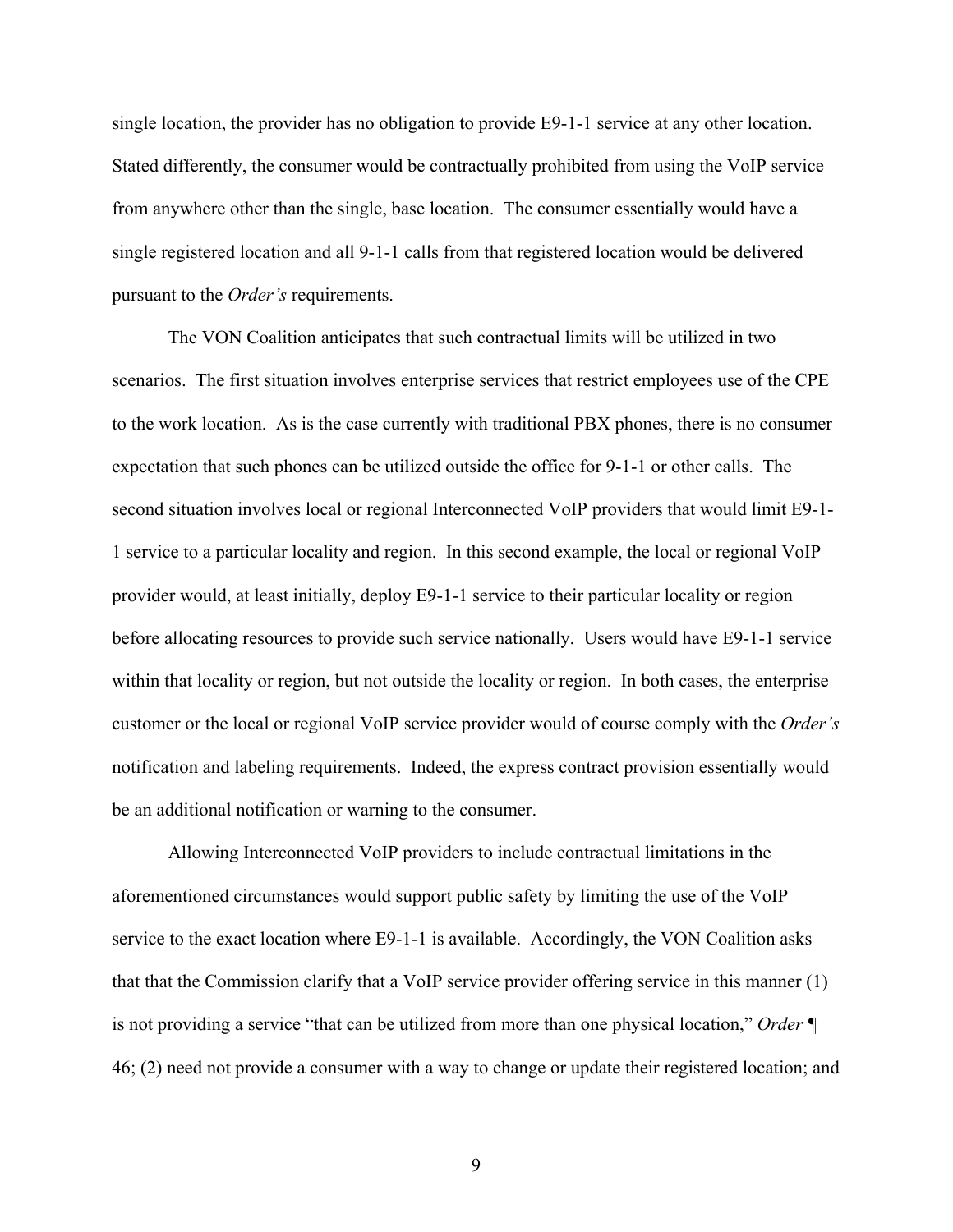single location, the provider has no obligation to provide E9-1-1 service at any other location. Stated differently, the consumer would be contractually prohibited from using the VoIP service from anywhere other than the single, base location. The consumer essentially would have a single registered location and all 9-1-1 calls from that registered location would be delivered pursuant to the *Order's* requirements.

The VON Coalition anticipates that such contractual limits will be utilized in two scenarios. The first situation involves enterprise services that restrict employees use of the CPE to the work location. As is the case currently with traditional PBX phones, there is no consumer expectation that such phones can be utilized outside the office for 9-1-1 or other calls. The second situation involves local or regional Interconnected VoIP providers that would limit E9-1-1 service to a particular locality and region. In this second example, the local or regional VoIP provider would, at least initially, deploy E9-1-1 service to their particular locality or region before allocating resources to provide such service nationally. Users would have E9-1-1 service within that locality or region, but not outside the locality or region. In both cases, the enterprise customer or the local or regional VoIP service provider would of course comply with the *Order's* notification and labeling requirements. Indeed, the express contract provision essentially would be an additional notification or warning to the consumer.

Allowing Interconnected VoIP providers to include contractual limitations in the aforementioned circumstances would support public safety by limiting the use of the VoIP service to the exact location where E9-1-1 is available. Accordingly, the VON Coalition asks that that the Commission clarify that a VoIP service provider offering service in this manner (1) is not providing a service "that can be utilized from more than one physical location," *Order* ¶ 46; (2) need not provide a consumer with a way to change or update their registered location; and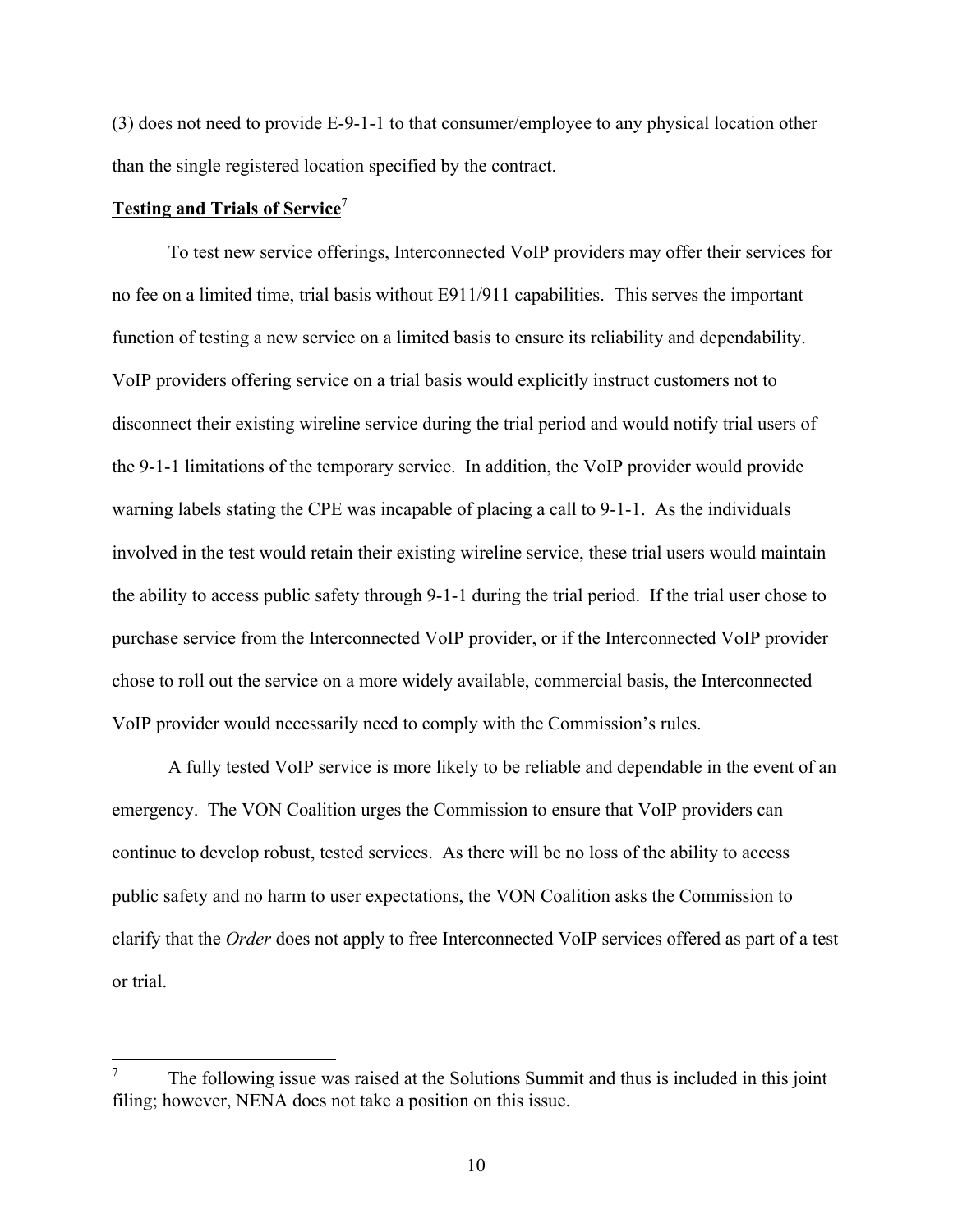(3) does not need to provide E-9-1-1 to that consumer/employee to any physical location other than the single registered location specified by the contract.

**Testing and Trials of Service**[7]

To test new service offerings, Interconnected VoIP providers may offer their services for no fee on a limited time, trial basis without E911/911 capabilities. This serves the important function of testing a new service on a limited basis to ensure its reliability and dependability. VoIP providers offering service on a trial basis would explicitly instruct customers not to disconnect their existing wireline service during the trial period and would notify trial users of the 9-1-1 limitations of the temporary service. In addition, the VoIP provider would provide warning labels stating the CPE was incapable of placing a call to 9-1-1. As the individuals involved in the test would retain their existing wireline service, these trial users would maintain the ability to access public safety through 9-1-1 during the trial period. If the trial user chose to purchase service from the Interconnected VoIP provider, or if the Interconnected VoIP provider chose to roll out the service on a more widely available, commercial basis, the Interconnected VoIP provider would necessarily need to comply with the Commission's rules.

A fully tested VoIP service is more likely to be reliable and dependable in the event of an emergency. The VON Coalition urges the Commission to ensure that VoIP providers can continue to develop robust, tested services. As there will be no loss of the ability to access public safety and no harm to user expectations, the VON Coalition asks the Commission to clarify that the *Order* does not apply to free Interconnected VoIP services offered as part of a test or trial.

---

[7] The following issue was raised at the Solutions Summit and thus is included in this joint filing; however, NENA does not take a position on this issue.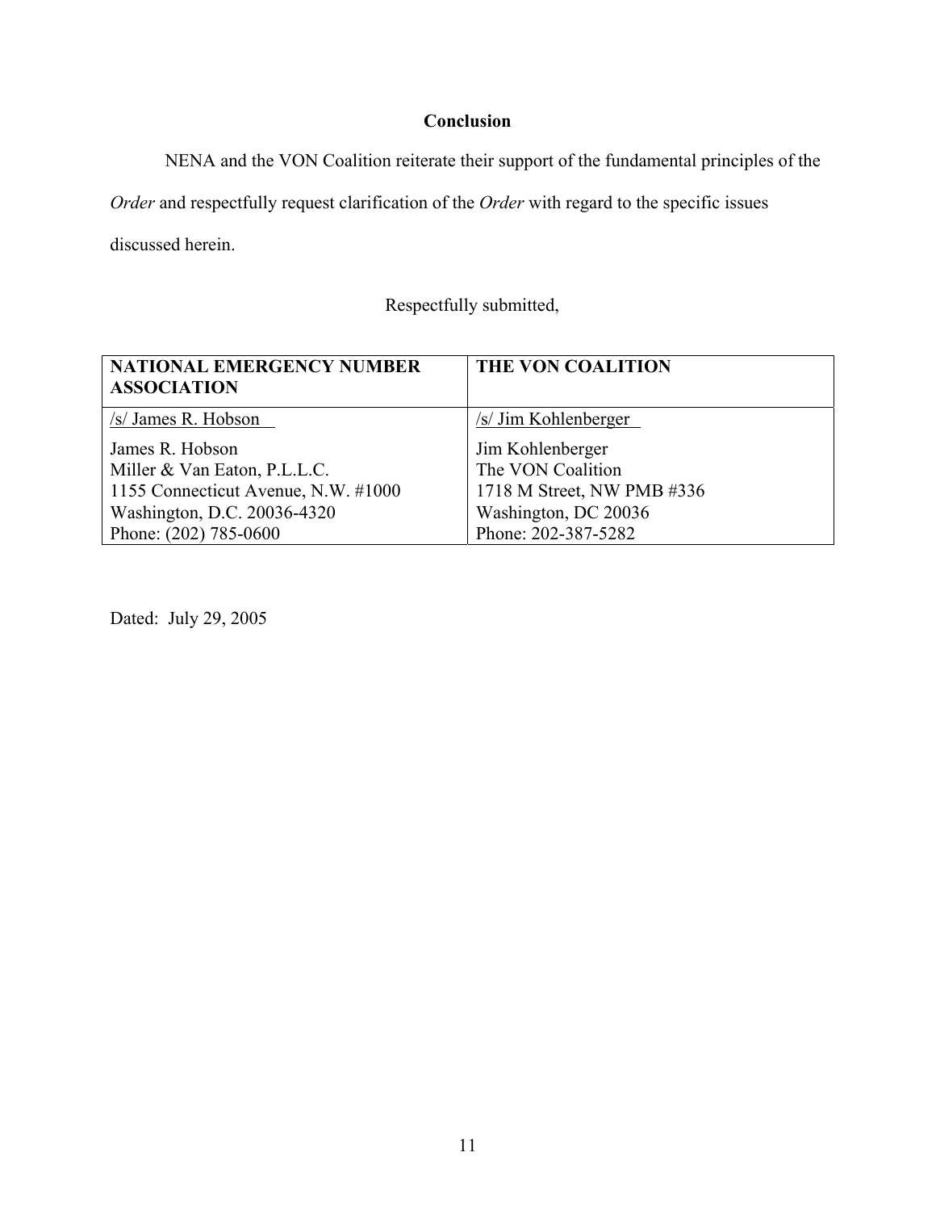## Conclusion

NENA and the VON Coalition reiterate their support of the fundamental principles of the *Order* and respectfully request clarification of the *Order* with regard to the specific issues discussed herein.

Respectfully submitted,

| **NATIONAL EMERGENCY NUMBER ASSOCIATION** | **THE VON COALITION** |
|---|---|
| /s/ James R. Hobson<br><br>James R. Hobson<br>Miller & Van Eaton, P.L.L.C.<br>1155 Connecticut Avenue, N.W. #1000<br>Washington, D.C. 20036-4320<br>Phone: (202) 785-0600 | /s/ Jim Kohlenberger<br><br>Jim Kohlenberger<br>The VON Coalition<br>1718 M Street, NW PMB #336<br>Washington, DC 20036<br>Phone: 202-387-5282 |

Dated: July 29, 2005